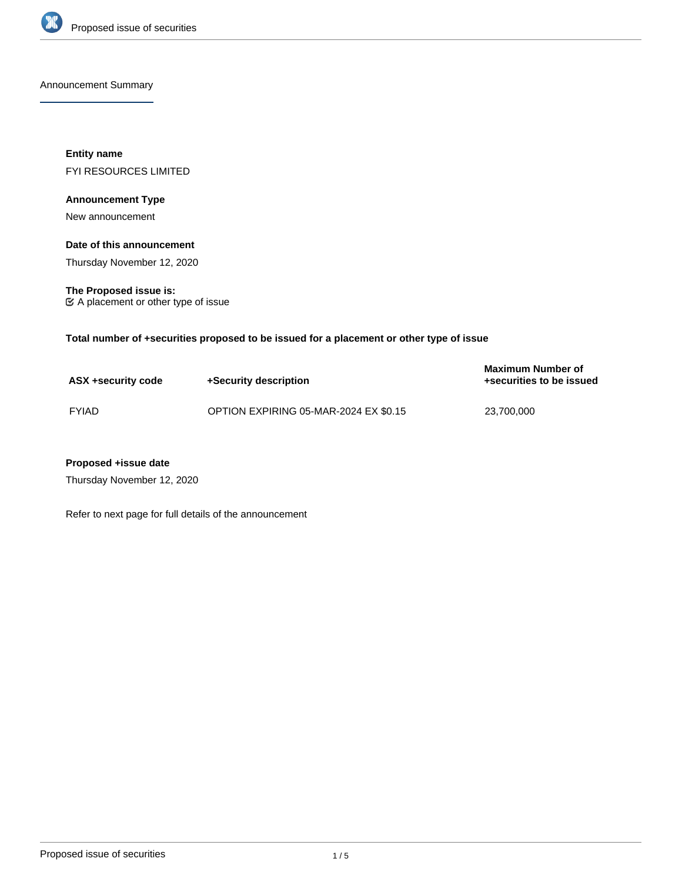## Announcement Summary

**Entity name**

FYI RESOURCES LIMITED

**Announcement Type**

New announcement

**Date of this announcement**

Thursday November 12, 2020

**The Proposed issue is:**

☑ A placement or other type of issue

**Total number of +securities proposed to be issued for a placement or other type of issue**

| ASX +security code | +Security description | Maximum Number of +securities to be issued |
|---|---|---|
| FYIAD | OPTION EXPIRING 05-MAR-2024 EX $0.15 | 23,700,000 |

**Proposed +issue date**

Thursday November 12, 2020

Refer to next page for full details of the announcement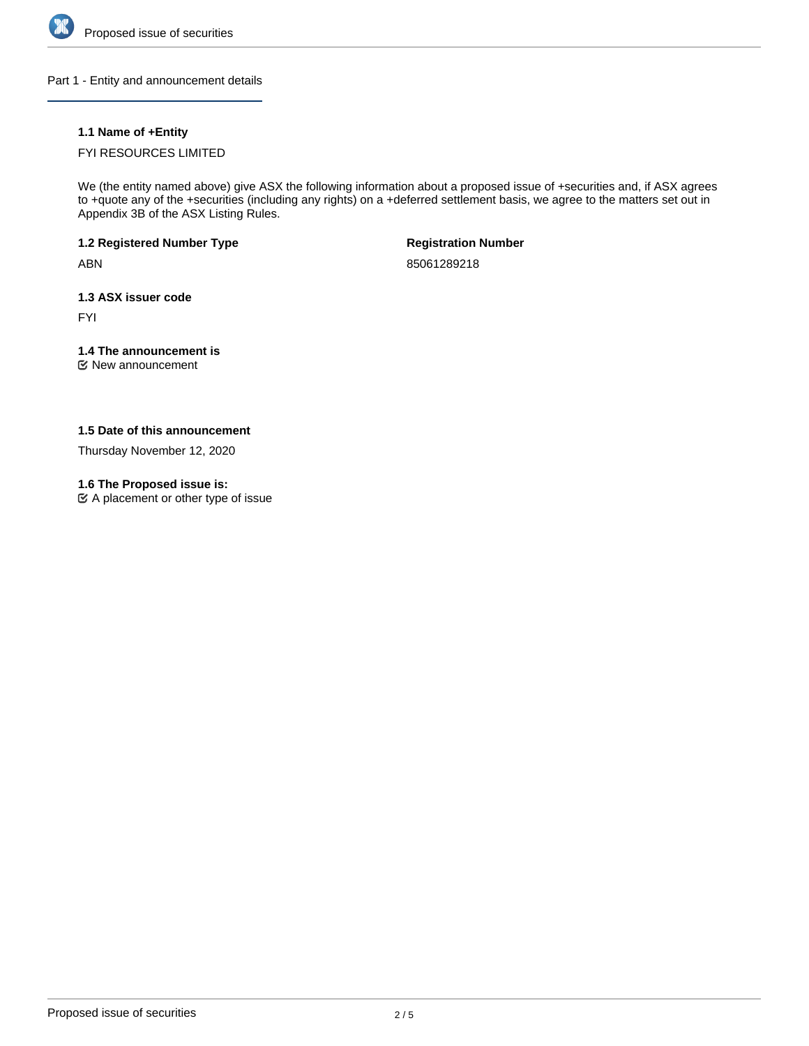## Part 1 - Entity and announcement details

### 1.1 Name of +Entity

FYI RESOURCES LIMITED

We (the entity named above) give ASX the following information about a proposed issue of +securities and, if ASX agrees to +quote any of the +securities (including any rights) on a +deferred settlement basis, we agree to the matters set out in Appendix 3B of the ASX Listing Rules.

**1.2 Registered Number Type**

ABN

**Registration Number**

85061289218

### 1.3 ASX issuer code

FYI

### 1.4 The announcement is

☑ New announcement

### 1.5 Date of this announcement

Thursday November 12, 2020

### 1.6 The Proposed issue is:

☑ A placement or other type of issue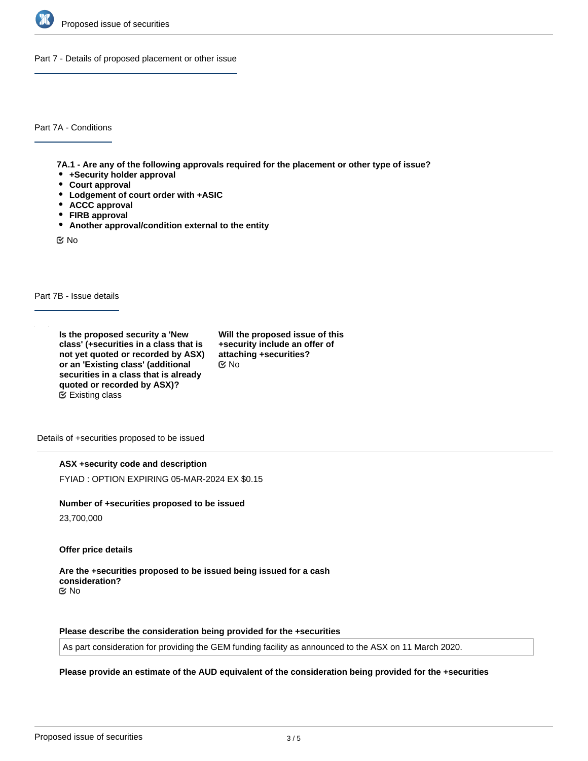## Part 7 - Details of proposed placement or other issue

### Part 7A - Conditions

**7A.1 - Are any of the following approvals required for the placement or other type of issue?**

- **+Security holder approval**
- **Court approval**
- **Lodgement of court order with +ASIC**
- **ACCC approval**
- **FIRB approval**
- **Another approval/condition external to the entity**

No

### Part 7B - Issue details

**Is the proposed security a 'New class' (+securities in a class that is not yet quoted or recorded by ASX) or an 'Existing class' (additional securities in a class that is already quoted or recorded by ASX)?**
Existing class

**Will the proposed issue of this +security include an offer of attaching +securities?**
No

Details of +securities proposed to be issued

**ASX +security code and description**

FYIAD : OPTION EXPIRING 05-MAR-2024 EX $0.15

**Number of +securities proposed to be issued**

23,700,000

**Offer price details**

**Are the +securities proposed to be issued being issued for a cash consideration?**
No

**Please describe the consideration being provided for the +securities**

As part consideration for providing the GEM funding facility as announced to the ASX on 11 March 2020.

**Please provide an estimate of the AUD equivalent of the consideration being provided for the +securities**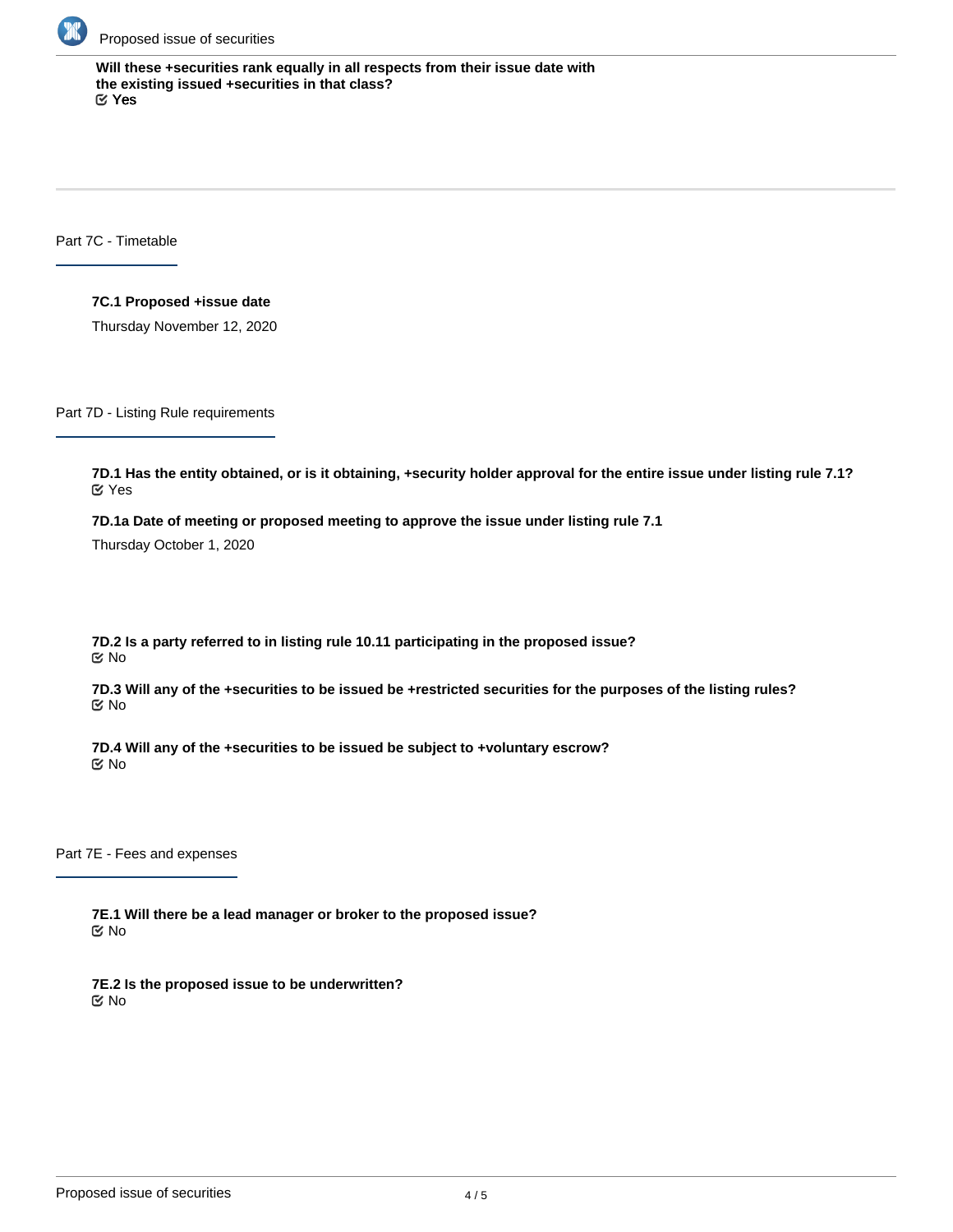**Will these +securities rank equally in all respects from their issue date with the existing issued +securities in that class?**
☑ **Yes**

Part 7C - Timetable

**7C.1 Proposed +issue date**

Thursday November 12, 2020

Part 7D - Listing Rule requirements

**7D.1 Has the entity obtained, or is it obtaining, +security holder approval for the entire issue under listing rule 7.1?**
☑ Yes

**7D.1a Date of meeting or proposed meeting to approve the issue under listing rule 7.1**

Thursday October 1, 2020

**7D.2 Is a party referred to in listing rule 10.11 participating in the proposed issue?**
☑ No

**7D.3 Will any of the +securities to be issued be +restricted securities for the purposes of the listing rules?**
☑ No

**7D.4 Will any of the +securities to be issued be subject to +voluntary escrow?**
☑ No

Part 7E - Fees and expenses

**7E.1 Will there be a lead manager or broker to the proposed issue?**
☑ No

**7E.2 Is the proposed issue to be underwritten?**
☑ No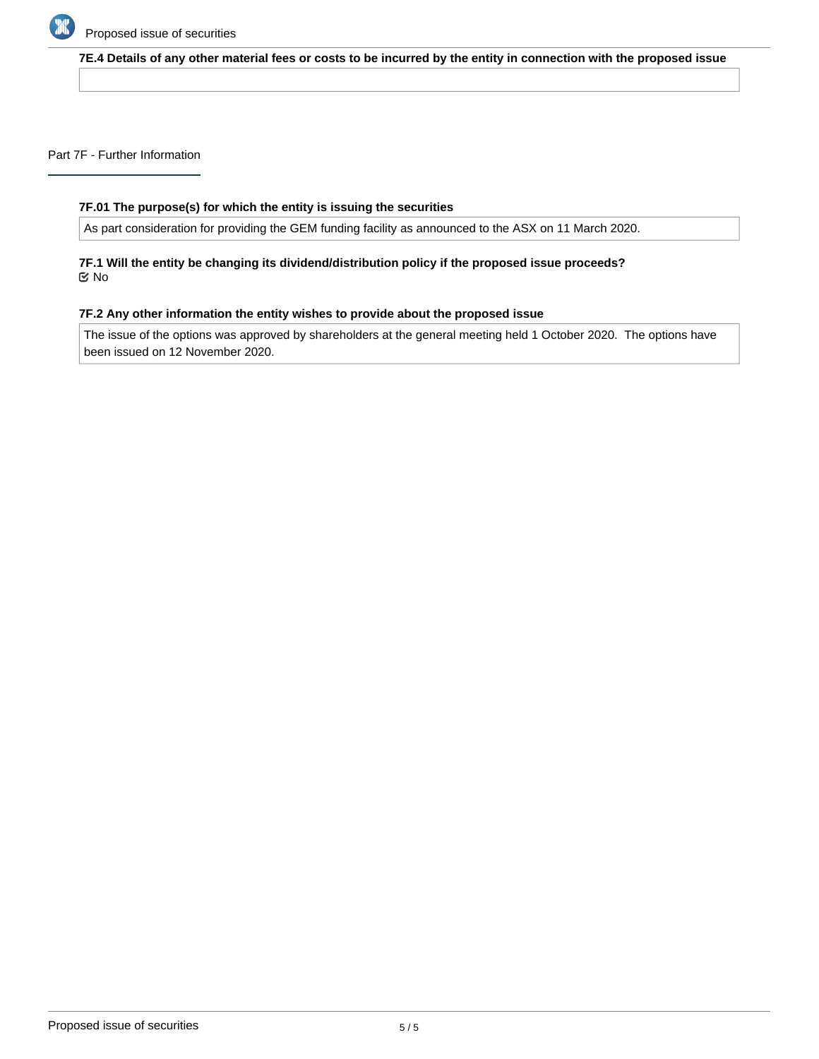**7E.4 Details of any other material fees or costs to be incurred by the entity in connection with the proposed issue**

## Part 7F - Further Information

**7F.01 The purpose(s) for which the entity is issuing the securities**

As part consideration for providing the GEM funding facility as announced to the ASX on 11 March 2020.

**7F.1 Will the entity be changing its dividend/distribution policy if the proposed issue proceeds?**

☑ No

**7F.2 Any other information the entity wishes to provide about the proposed issue**

The issue of the options was approved by shareholders at the general meeting held 1 October 2020. The options have been issued on 12 November 2020.